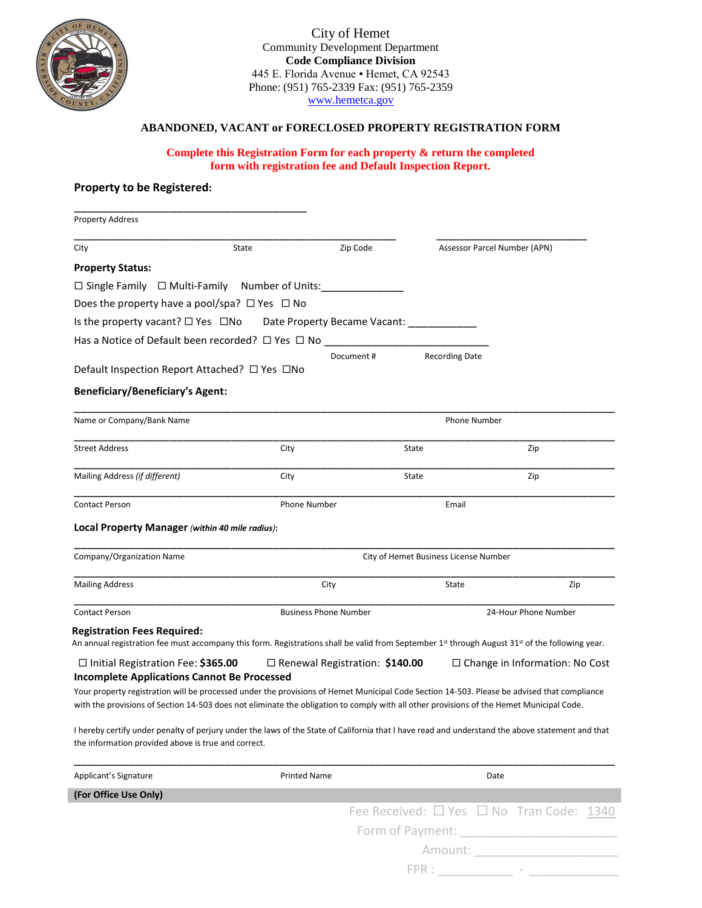City of Hemet
Community Development Department
**Code Compliance Division**
445 E. Florida Avenue ▪ Hemet, CA 92543
Phone: (951) 765-2339 Fax: (951) 765-2359
www.hemetca.gov

## ABANDONED, VACANT or FORECLOSED PROPERTY REGISTRATION FORM

**Complete this Registration Form for each property & return the completed form with registration fee and Default Inspection Report.**

### Property to be Registered:

______________________________________
Property Address

______________________________________________________ ________________________
City State Zip Code Assessor Parcel Number (APN)

### Property Status:

☐ Single Family ☐ Multi-Family Number of Units:______________

Does the property have a pool/spa? ☐ Yes ☐ No

Is the property vacant? ☐ Yes ☐No Date Property Became Vacant: ___________

Has a Notice of Default been recorded? ☐ Yes ☐ No ___________________________
Document # Recording Date

Default Inspection Report Attached? ☐ Yes ☐No

### Beneficiary/Beneficiary's Agent:

_____________________________________________________________________________
Name or Company/Bank Name Phone Number

_____________________________________________________________________________
Street Address City State Zip

_____________________________________________________________________________
Mailing Address *(if different)* City State Zip

_____________________________________________________________________________
Contact Person Phone Number Email

### Local Property Manager *(within 40 mile radius)*:

_____________________________________________________________________________
Company/Organization Name City of Hemet Business License Number

_____________________________________________________________________________
Mailing Address City State Zip

_____________________________________________________________________________
Contact Person Business Phone Number 24-Hour Phone Number

### Registration Fees Required:

An annual registration fee must accompany this form. Registrations shall be valid from September 1st through August 31st of the following year.

☐ Initial Registration Fee: **$365.00** ☐ Renewal Registration: **$140.00** ☐ Change in Information: No Cost

**Incomplete Applications Cannot Be Processed**

Your property registration will be processed under the provisions of Hemet Municipal Code Section 14-503. Please be advised that compliance with the provisions of Section 14-503 does not eliminate the obligation to comply with all other provisions of the Hemet Municipal Code.

I hereby certify under penalty of perjury under the laws of the State of California that I have read and understand the above statement and that the information provided above is true and correct.

_____________________________________________________________________________
Applicant's Signature Printed Name Date

**(For Office Use Only)**

Fee Received: ☐ Yes ☐ No Tran Code: 1340

Form of Payment: ______________________

Amount: ______________________

FPR : ___________ - _____________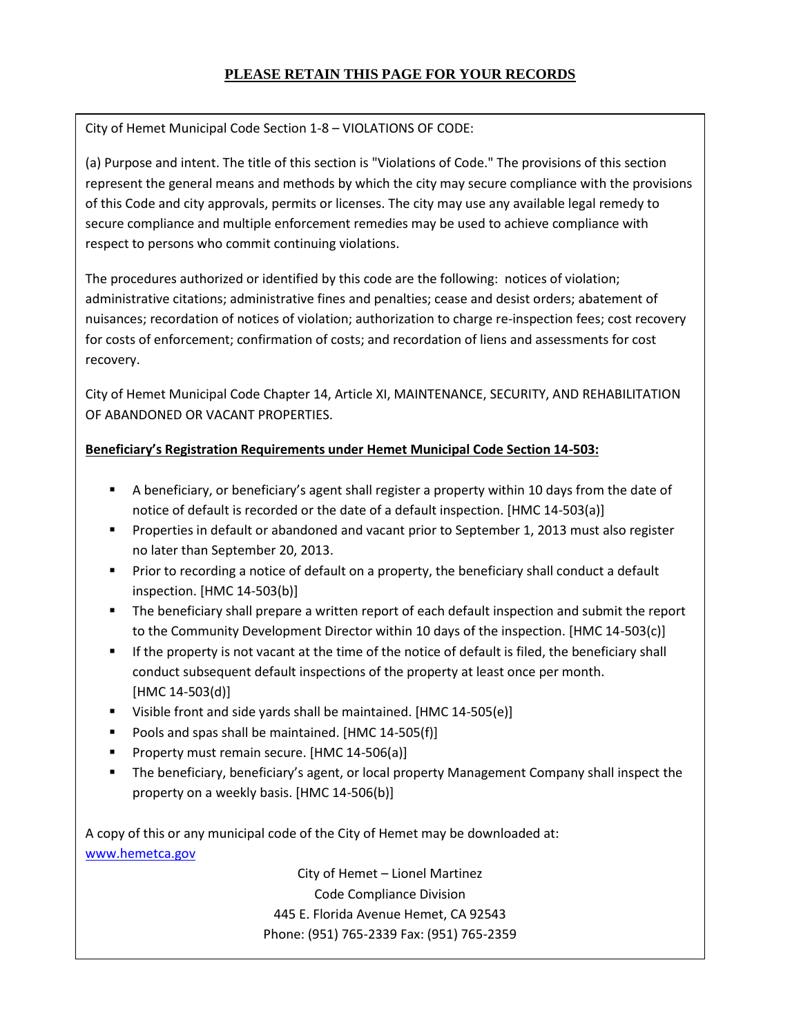## PLEASE RETAIN THIS PAGE FOR YOUR RECORDS

City of Hemet Municipal Code Section 1-8 – VIOLATIONS OF CODE:

(a) Purpose and intent. The title of this section is "Violations of Code." The provisions of this section represent the general means and methods by which the city may secure compliance with the provisions of this Code and city approvals, permits or licenses. The city may use any available legal remedy to secure compliance and multiple enforcement remedies may be used to achieve compliance with respect to persons who commit continuing violations.

The procedures authorized or identified by this code are the following: notices of violation; administrative citations; administrative fines and penalties; cease and desist orders; abatement of nuisances; recordation of notices of violation; authorization to charge re-inspection fees; cost recovery for costs of enforcement; confirmation of costs; and recordation of liens and assessments for cost recovery.

City of Hemet Municipal Code Chapter 14, Article XI, MAINTENANCE, SECURITY, AND REHABILITATION OF ABANDONED OR VACANT PROPERTIES.

**Beneficiary's Registration Requirements under Hemet Municipal Code Section 14-503:**

- A beneficiary, or beneficiary's agent shall register a property within 10 days from the date of notice of default is recorded or the date of a default inspection. [HMC 14-503(a)]
- Properties in default or abandoned and vacant prior to September 1, 2013 must also register no later than September 20, 2013.
- Prior to recording a notice of default on a property, the beneficiary shall conduct a default inspection. [HMC 14-503(b)]
- The beneficiary shall prepare a written report of each default inspection and submit the report to the Community Development Director within 10 days of the inspection. [HMC 14-503(c)]
- If the property is not vacant at the time of the notice of default is filed, the beneficiary shall conduct subsequent default inspections of the property at least once per month. [HMC 14-503(d)]
- Visible front and side yards shall be maintained. [HMC 14-505(e)]
- Pools and spas shall be maintained. [HMC 14-505(f)]
- Property must remain secure. [HMC 14-506(a)]
- The beneficiary, beneficiary's agent, or local property Management Company shall inspect the property on a weekly basis. [HMC 14-506(b)]

A copy of this or any municipal code of the City of Hemet may be downloaded at: www.hemetca.gov

City of Hemet – Lionel Martinez
Code Compliance Division
445 E. Florida Avenue Hemet, CA 92543
Phone: (951) 765-2339 Fax: (951) 765-2359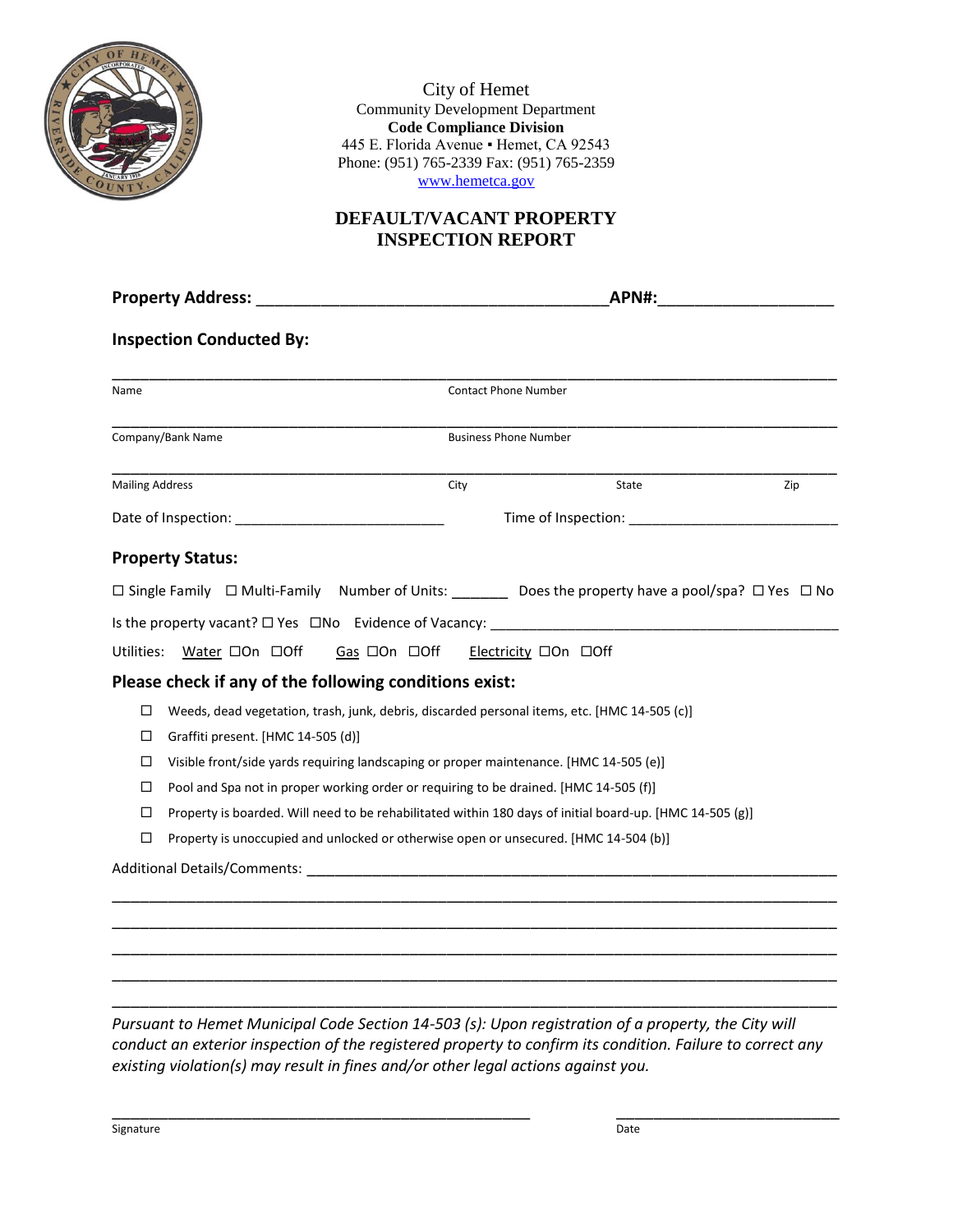City of Hemet
Community Development Department
**Code Compliance Division**
445 E. Florida Avenue ▪ Hemet, CA 92543
Phone: (951) 765-2339 Fax: (951) 765-2359
www.hemetca.gov

# DEFAULT/VACANT PROPERTY INSPECTION REPORT

**Property Address:** ________________________________________ **APN#:** ____________________

**Inspection Conducted By:**

_______________________________________________________________________________

Name | Contact Phone Number

_______________________________________________________________________________

Company/Bank Name | Business Phone Number

_______________________________________________________________________________

Mailing Address | City | State | Zip

Date of Inspection: ___________________________ Time of Inspection: ___________________________

**Property Status:**

☐ Single Family ☐ Multi-Family Number of Units: _______ Does the property have a pool/spa? ☐ Yes ☐ No

Is the property vacant? ☐ Yes ☐No Evidence of Vacancy: _____________________________________________

Utilities: Water ☐On ☐Off Gas ☐On ☐Off Electricity ☐On ☐Off

**Please check if any of the following conditions exist:**

- ☐ Weeds, dead vegetation, trash, junk, debris, discarded personal items, etc. [HMC 14-505 (c)]
- ☐ Graffiti present. [HMC 14-505 (d)]
- ☐ Visible front/side yards requiring landscaping or proper maintenance. [HMC 14-505 (e)]
- ☐ Pool and Spa not in proper working order or requiring to be drained. [HMC 14-505 (f)]
- ☐ Property is boarded. Will need to be rehabilitated within 180 days of initial board-up. [HMC 14-505 (g)]
- ☐ Property is unoccupied and unlocked or otherwise open or unsecured. [HMC 14-504 (b)]

Additional Details/Comments: _______________________________________________________________________

_______________________________________________________________________________

_______________________________________________________________________________

_______________________________________________________________________________

_______________________________________________________________________________

_______________________________________________________________________________

*Pursuant to Hemet Municipal Code Section 14-503 (s): Upon registration of a property, the City will conduct an exterior inspection of the registered property to confirm its condition. Failure to correct any existing violation(s) may result in fines and/or other legal actions against you.*

_____________________________________________________ ____________________________

Signature | Date